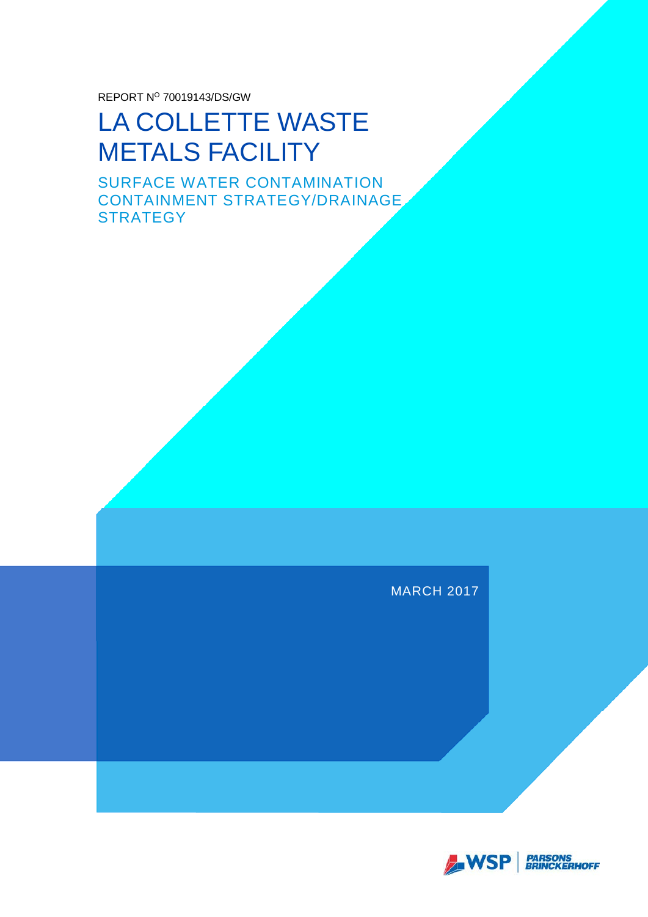REPORT N$^{O}$ 70019143/DS/GW

# LA COLLETTE WASTE METALS FACILITY

## SURFACE WATER CONTAMINATION CONTAINMENT STRATEGY/DRAINAGE STRATEGY

MARCH 2017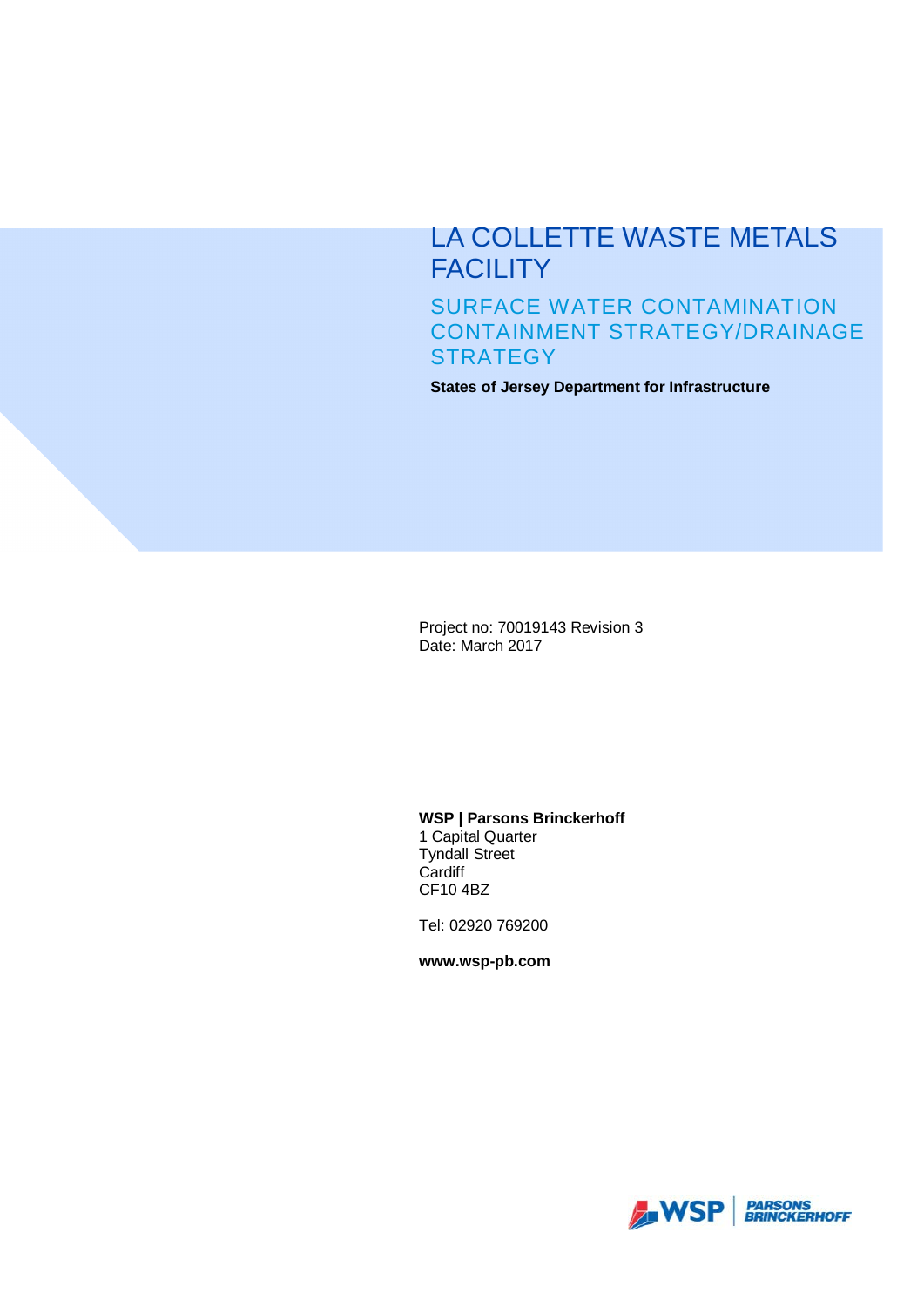# LA COLLETTE WASTE METALS FACILITY

## SURFACE WATER CONTAMINATION CONTAINMENT STRATEGY/DRAINAGE STRATEGY

**States of Jersey Department for Infrastructure**

Project no: 70019143 Revision 3
Date: March 2017

**WSP | Parsons Brinckerhoff**
1 Capital Quarter
Tyndall Street
Cardiff
CF10 4BZ

Tel: 02920 769200

**www.wsp-pb.com**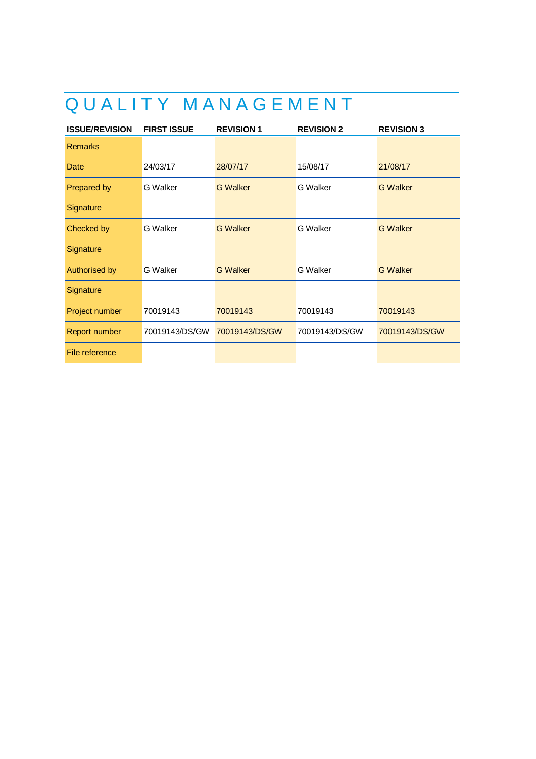# QUALITY MANAGEMENT

| ISSUE/REVISION | FIRST ISSUE | REVISION 1 | REVISION 2 | REVISION 3 |
|---|---|---|---|---|
| Remarks | | | | |
| Date | 24/03/17 | 28/07/17 | 15/08/17 | 21/08/17 |
| Prepared by | G Walker | G Walker | G Walker | G Walker |
| Signature | | | | |
| Checked by | G Walker | G Walker | G Walker | G Walker |
| Signature | | | | |
| Authorised by | G Walker | G Walker | G Walker | G Walker |
| Signature | | | | |
| Project number | 70019143 | 70019143 | 70019143 | 70019143 |
| Report number | 70019143/DS/GW | 70019143/DS/GW | 70019143/DS/GW | 70019143/DS/GW |
| File reference | | | | |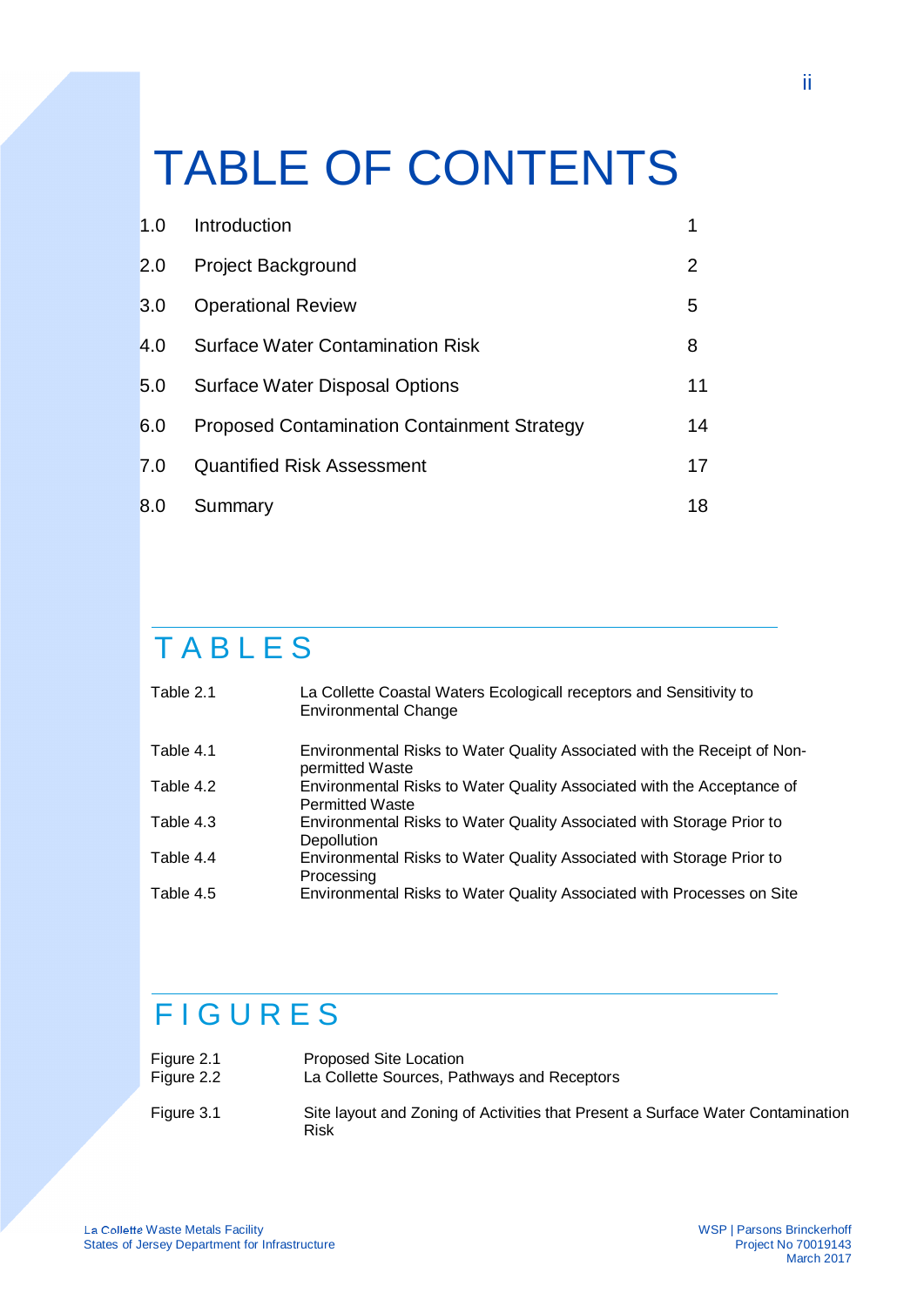# TABLE OF CONTENTS

| | | |
|---|---|---|
| 1.0 | Introduction | 1 |
| 2.0 | Project Background | 2 |
| 3.0 | Operational Review | 5 |
| 4.0 | Surface Water Contamination Risk | 8 |
| 5.0 | Surface Water Disposal Options | 11 |
| 6.0 | Proposed Contamination Containment Strategy | 14 |
| 7.0 | Quantified Risk Assessment | 17 |
| 8.0 | Summary | 18 |

## TABLES

| | |
|---|---|
| Table 2.1 | La Collette Coastal Waters Ecologicall receptors and Sensitivity to Environmental Change |
| Table 4.1 | Environmental Risks to Water Quality Associated with the Receipt of Non-permitted Waste |
| Table 4.2 | Environmental Risks to Water Quality Associated with the Acceptance of Permitted Waste |
| Table 4.3 | Environmental Risks to Water Quality Associated with Storage Prior to Depollution |
| Table 4.4 | Environmental Risks to Water Quality Associated with Storage Prior to Processing |
| Table 4.5 | Environmental Risks to Water Quality Associated with Processes on Site |

## FIGURES

| | |
|---|---|
| Figure 2.1 | Proposed Site Location |
| Figure 2.2 | La Collette Sources, Pathways and Receptors |
| Figure 3.1 | Site layout and Zoning of Activities that Present a Surface Water Contamination Risk |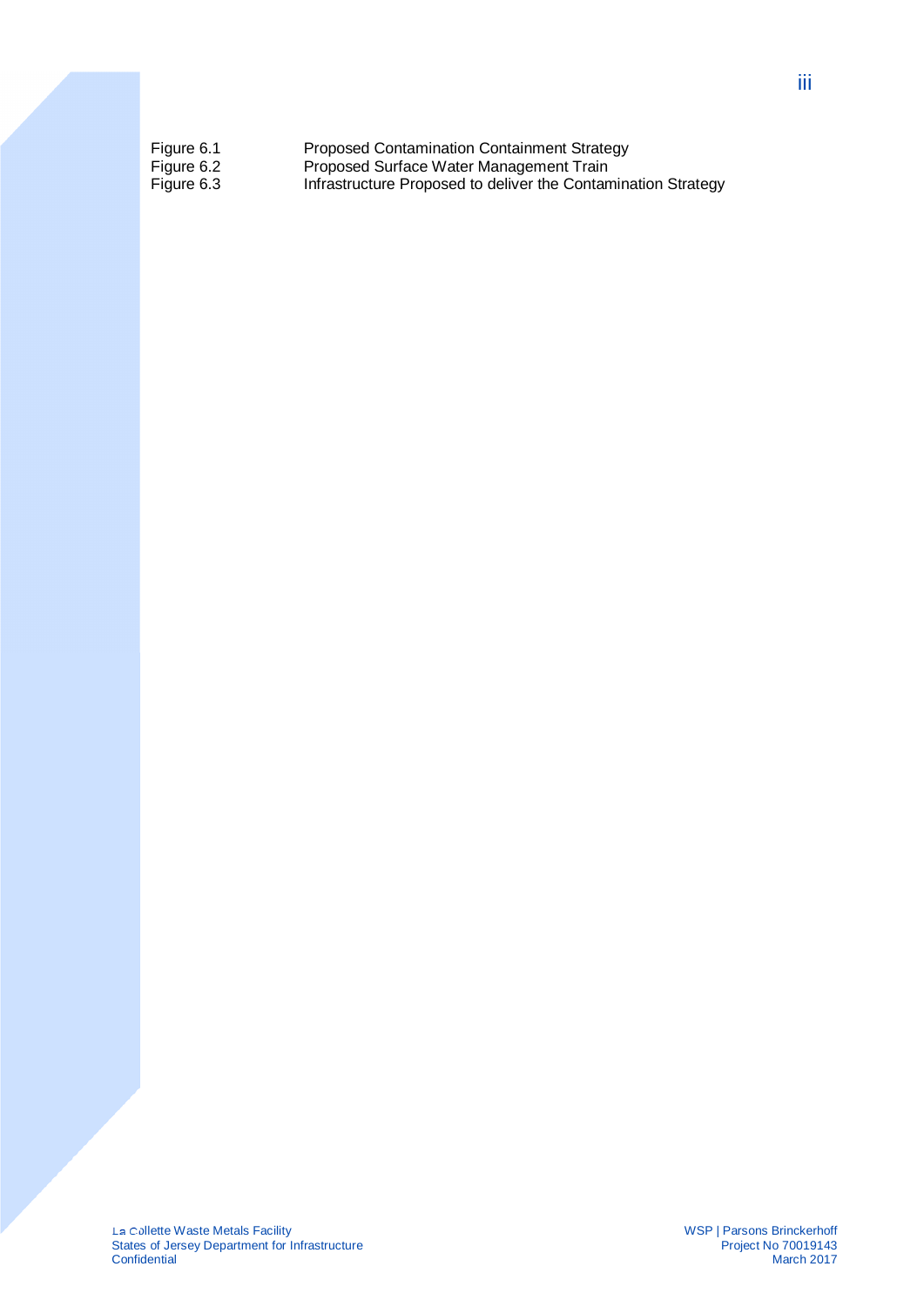| | |
|---|---|
| Figure 6.1 | Proposed Contamination Containment Strategy |
| Figure 6.2 | Proposed Surface Water Management Train |
| Figure 6.3 | Infrastructure Proposed to deliver the Contamination Strategy |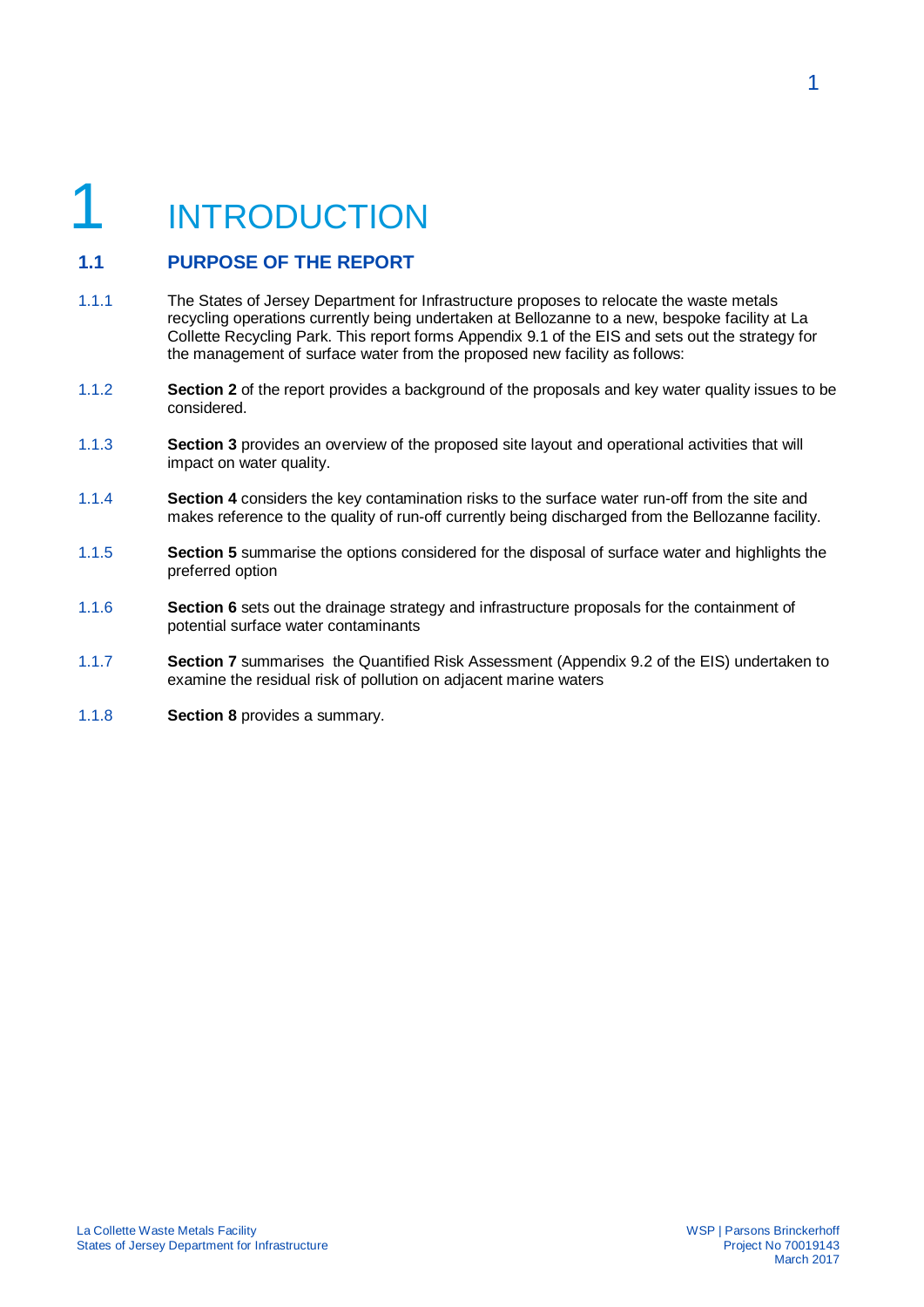# 1 INTRODUCTION

## 1.1 PURPOSE OF THE REPORT

1.1.1 The States of Jersey Department for Infrastructure proposes to relocate the waste metals recycling operations currently being undertaken at Bellozanne to a new, bespoke facility at La Collette Recycling Park. This report forms Appendix 9.1 of the EIS and sets out the strategy for the management of surface water from the proposed new facility as follows:

1.1.2 **Section 2** of the report provides a background of the proposals and key water quality issues to be considered.

1.1.3 **Section 3** provides an overview of the proposed site layout and operational activities that will impact on water quality.

1.1.4 **Section 4** considers the key contamination risks to the surface water run-off from the site and makes reference to the quality of run-off currently being discharged from the Bellozanne facility.

1.1.5 **Section 5** summarise the options considered for the disposal of surface water and highlights the preferred option

1.1.6 **Section 6** sets out the drainage strategy and infrastructure proposals for the containment of potential surface water contaminants

1.1.7 **Section 7** summarises the Quantified Risk Assessment (Appendix 9.2 of the EIS) undertaken to examine the residual risk of pollution on adjacent marine waters

1.1.8 **Section 8** provides a summary.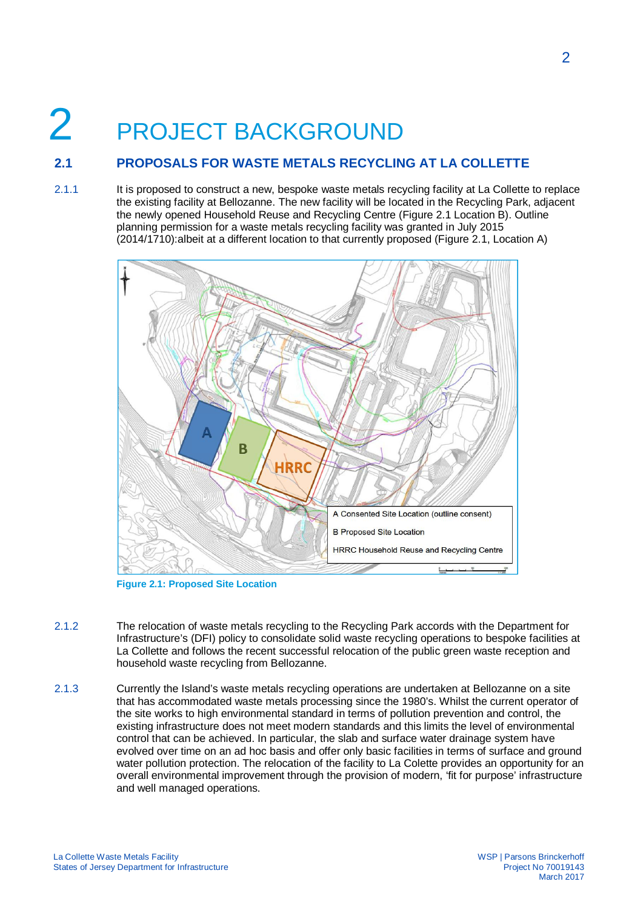# 2 PROJECT BACKGROUND

## 2.1 PROPOSALS FOR WASTE METALS RECYCLING AT LA COLLETTE

2.1.1 It is proposed to construct a new, bespoke waste metals recycling facility at La Collette to replace the existing facility at Bellozanne. The new facility will be located in the Recycling Park, adjacent the newly opened Household Reuse and Recycling Centre (Figure 2.1 Location B). Outline planning permission for a waste metals recycling facility was granted in July 2015 (2014/1710):albeit at a different location to that currently proposed (Figure 2.1, Location A)

Figure 2.1: Proposed Site Location

2.1.2 The relocation of waste metals recycling to the Recycling Park accords with the Department for Infrastructure's (DFI) policy to consolidate solid waste recycling operations to bespoke facilities at La Collette and follows the recent successful relocation of the public green waste reception and household waste recycling from Bellozanne.

2.1.3 Currently the Island's waste metals recycling operations are undertaken at Bellozanne on a site that has accommodated waste metals processing since the 1980's. Whilst the current operator of the site works to high environmental standard in terms of pollution prevention and control, the existing infrastructure does not meet modern standards and this limits the level of environmental control that can be achieved. In particular, the slab and surface water drainage system have evolved over time on an ad hoc basis and offer only basic facilities in terms of surface and ground water pollution protection. The relocation of the facility to La Colette provides an opportunity for an overall environmental improvement through the provision of modern, 'fit for purpose' infrastructure and well managed operations.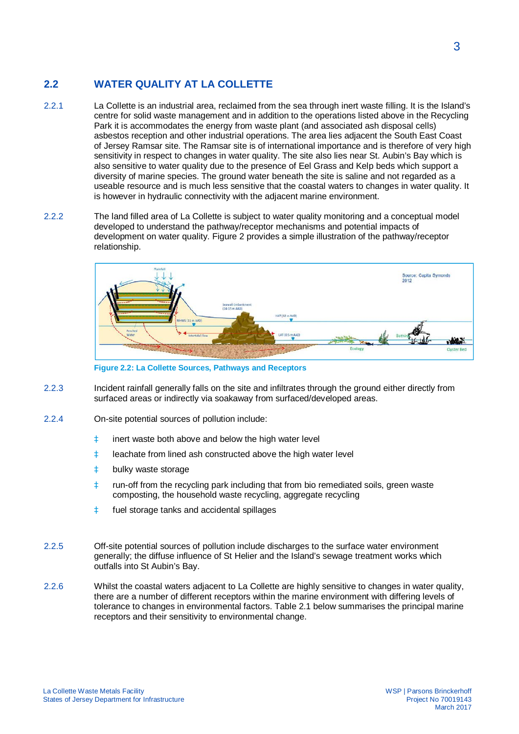## 2.2 WATER QUALITY AT LA COLLETTE

2.2.1 La Collette is an industrial area, reclaimed from the sea through inert waste filling. It is the Island's centre for solid waste management and in addition to the operations listed above in the Recycling Park it is accommodates the energy from waste plant (and associated ash disposal cells) asbestos reception and other industrial operations. The area lies adjacent the South East Coast of Jersey Ramsar site. The Ramsar site is of international importance and is therefore of very high sensitivity in respect to changes in water quality. The site also lies near St. Aubin's Bay which is also sensitive to water quality due to the presence of Eel Grass and Kelp beds which support a diversity of marine species. The ground water beneath the site is saline and not regarded as a useable resource and is much less sensitive that the coastal waters to changes in water quality. It is however in hydraulic connectivity with the adjacent marine environment.

2.2.2 The land filled area of La Collette is subject to water quality monitoring and a conceptual model developed to understand the pathway/receptor mechanisms and potential impacts of development on water quality. Figure 2 provides a simple illustration of the pathway/receptor relationship.

Figure 2.2: La Collette Sources, Pathways and Receptors

2.2.3 Incident rainfall generally falls on the site and infiltrates through the ground either directly from surfaced areas or indirectly via soakaway from surfaced/developed areas.

2.2.4 On-site potential sources of pollution include:

- inert waste both above and below the high water level
- leachate from lined ash constructed above the high water level
- bulky waste storage
- run-off from the recycling park including that from bio remediated soils, green waste composting, the household waste recycling, aggregate recycling
- fuel storage tanks and accidental spillages

2.2.5 Off-site potential sources of pollution include discharges to the surface water environment generally; the diffuse influence of St Helier and the Island's sewage treatment works which outfalls into St Aubin's Bay.

2.2.6 Whilst the coastal waters adjacent to La Collette are highly sensitive to changes in water quality, there are a number of different receptors within the marine environment with differing levels of tolerance to changes in environmental factors. Table 2.1 below summarises the principal marine receptors and their sensitivity to environmental change.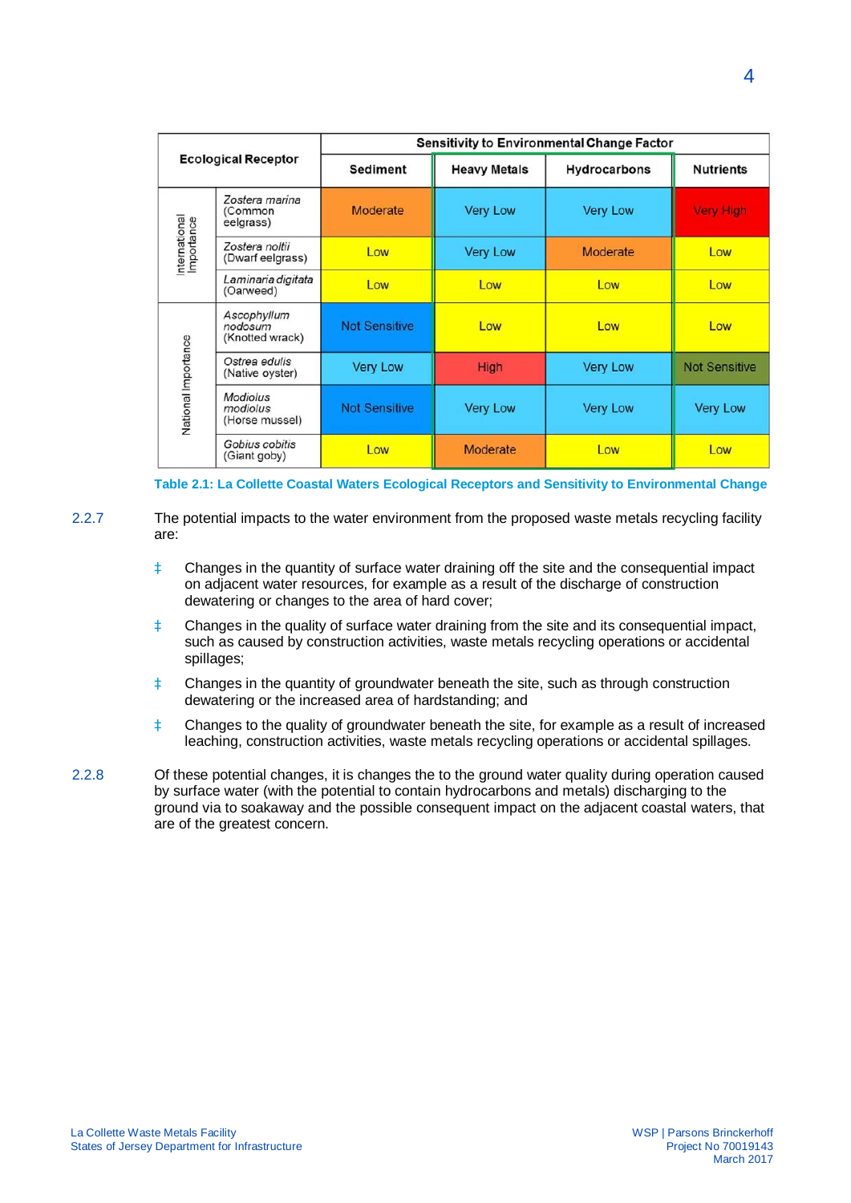| Ecological Receptor | | Sensitivity to Environmental Change Factor | | | |
|---|---|---|---|---|---|
| | | Sediment | Heavy Metals | Hydrocarbons | Nutrients |
| International Importance | *Zostera marina* (Common eelgrass) | Moderate | Very Low | Very Low | Very High |
| | *Zostera noltii* (Dwarf eelgrass) | Low | Very Low | Moderate | Low |
| | *Laminaria digitata* (Oarweed) | Low | Low | Low | Low |
| National Importance | *Ascophyllum nodosum* (Knotted wrack) | Not Sensitive | Low | Low | Low |
| | *Ostrea edulis* (Native oyster) | Very Low | High | Very Low | Not Sensitive |
| | *Modiolus modiolus* (Horse mussel) | Not Sensitive | Very Low | Very Low | Very Low |
| | *Gobius cobitis* (Giant goby) | Low | Moderate | Low | Low |

**Table 2.1: La Collette Coastal Waters Ecological Receptors and Sensitivity to Environmental Change**

2.2.7 The potential impacts to the water environment from the proposed waste metals recycling facility are:

- Changes in the quantity of surface water draining off the site and the consequential impact on adjacent water resources, for example as a result of the discharge of construction dewatering or changes to the area of hard cover;
- Changes in the quality of surface water draining from the site and its consequential impact, such as caused by construction activities, waste metals recycling operations or accidental spillages;
- Changes in the quantity of groundwater beneath the site, such as through construction dewatering or the increased area of hardstanding; and
- Changes to the quality of groundwater beneath the site, for example as a result of increased leaching, construction activities, waste metals recycling operations or accidental spillages.

2.2.8 Of these potential changes, it is changes the to the ground water quality during operation caused by surface water (with the potential to contain hydrocarbons and metals) discharging to the ground via to soakaway and the possible consequent impact on the adjacent coastal waters, that are of the greatest concern.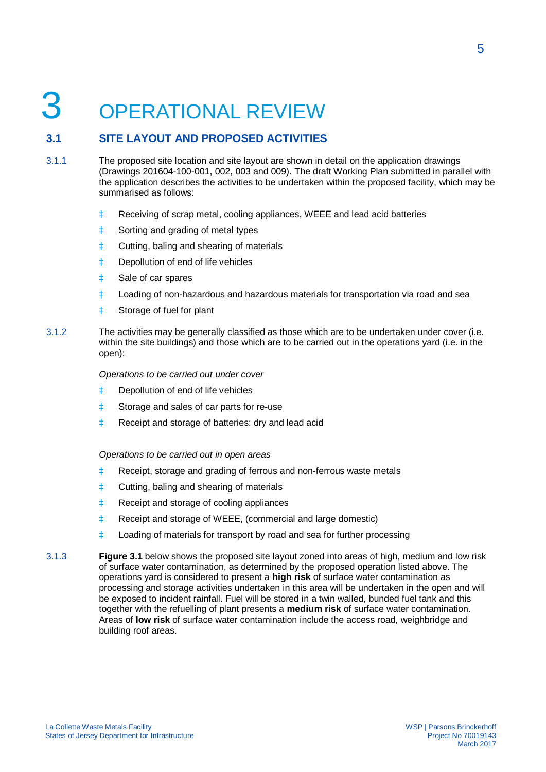# 3 OPERATIONAL REVIEW

## 3.1 SITE LAYOUT AND PROPOSED ACTIVITIES

3.1.1 The proposed site location and site layout are shown in detail on the application drawings (Drawings 201604-100-001, 002, 003 and 009). The draft Working Plan submitted in parallel with the application describes the activities to be undertaken within the proposed facility, which may be summarised as follows:

- Receiving of scrap metal, cooling appliances, WEEE and lead acid batteries
- Sorting and grading of metal types
- Cutting, baling and shearing of materials
- Depollution of end of life vehicles
- Sale of car spares
- Loading of non-hazardous and hazardous materials for transportation via road and sea
- Storage of fuel for plant

3.1.2 The activities may be generally classified as those which are to be undertaken under cover (i.e. within the site buildings) and those which are to be carried out in the operations yard (i.e. in the open):

*Operations to be carried out under cover*

- Depollution of end of life vehicles
- Storage and sales of car parts for re-use
- Receipt and storage of batteries: dry and lead acid

*Operations to be carried out in open areas*

- Receipt, storage and grading of ferrous and non-ferrous waste metals
- Cutting, baling and shearing of materials
- Receipt and storage of cooling appliances
- Receipt and storage of WEEE, (commercial and large domestic)
- Loading of materials for transport by road and sea for further processing

3.1.3 **Figure 3.1** below shows the proposed site layout zoned into areas of high, medium and low risk of surface water contamination, as determined by the proposed operation listed above. The operations yard is considered to present a **high risk** of surface water contamination as processing and storage activities undertaken in this area will be undertaken in the open and will be exposed to incident rainfall. Fuel will be stored in a twin walled, bunded fuel tank and this together with the refuelling of plant presents a **medium risk** of surface water contamination. Areas of **low risk** of surface water contamination include the access road, weighbridge and building roof areas.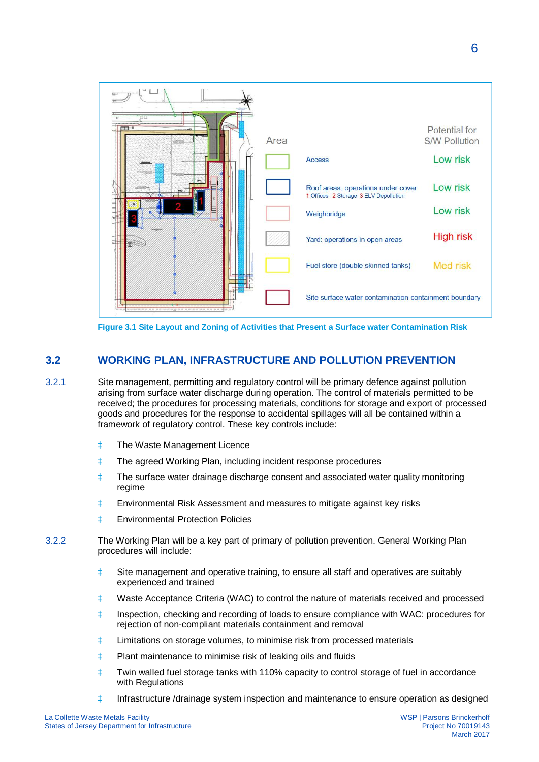| Area | | Potential for S/W Pollution |
| --- | --- | --- |
| | Access | Low risk |
| | Roof areas: operations under cover 1 Offices 2 Storage 3 ELV Depollution | Low risk |
| | Weighbridge | Low risk |
| | Yard: operations in open areas | High risk |
| | Fuel store (double skinned tanks) | Med risk |
| | Site surface water contamination containment boundary | |

**Figure 3.1 Site Layout and Zoning of Activities that Present a Surface water Contamination Risk**

## 3.2 WORKING PLAN, INFRASTRUCTURE AND POLLUTION PREVENTION

3.2.1 Site management, permitting and regulatory control will be primary defence against pollution arising from surface water discharge during operation. The control of materials permitted to be received; the procedures for processing materials, conditions for storage and export of processed goods and procedures for the response to accidental spillages will all be contained within a framework of regulatory control. These key controls include:

- The Waste Management Licence
- The agreed Working Plan, including incident response procedures
- The surface water drainage discharge consent and associated water quality monitoring regime
- Environmental Risk Assessment and measures to mitigate against key risks
- Environmental Protection Policies

3.2.2 The Working Plan will be a key part of primary of pollution prevention. General Working Plan procedures will include:

- Site management and operative training, to ensure all staff and operatives are suitably experienced and trained
- Waste Acceptance Criteria (WAC) to control the nature of materials received and processed
- Inspection, checking and recording of loads to ensure compliance with WAC: procedures for rejection of non-compliant materials containment and removal
- Limitations on storage volumes, to minimise risk from processed materials
- Plant maintenance to minimise risk of leaking oils and fluids
- Twin walled fuel storage tanks with 110% capacity to control storage of fuel in accordance with Regulations
- Infrastructure /drainage system inspection and maintenance to ensure operation as designed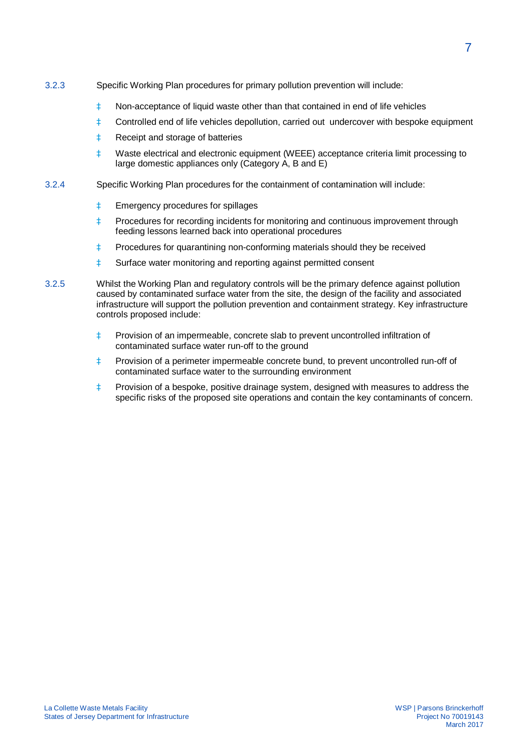3.2.3 Specific Working Plan procedures for primary pollution prevention will include:

- Non-acceptance of liquid waste other than that contained in end of life vehicles
- Controlled end of life vehicles depollution, carried out undercover with bespoke equipment
- Receipt and storage of batteries
- Waste electrical and electronic equipment (WEEE) acceptance criteria limit processing to large domestic appliances only (Category A, B and E)

3.2.4 Specific Working Plan procedures for the containment of contamination will include:

- Emergency procedures for spillages
- Procedures for recording incidents for monitoring and continuous improvement through feeding lessons learned back into operational procedures
- Procedures for quarantining non-conforming materials should they be received
- Surface water monitoring and reporting against permitted consent

3.2.5 Whilst the Working Plan and regulatory controls will be the primary defence against pollution caused by contaminated surface water from the site, the design of the facility and associated infrastructure will support the pollution prevention and containment strategy. Key infrastructure controls proposed include:

- Provision of an impermeable, concrete slab to prevent uncontrolled infiltration of contaminated surface water run-off to the ground
- Provision of a perimeter impermeable concrete bund, to prevent uncontrolled run-off of contaminated surface water to the surrounding environment
- Provision of a bespoke, positive drainage system, designed with measures to address the specific risks of the proposed site operations and contain the key contaminants of concern.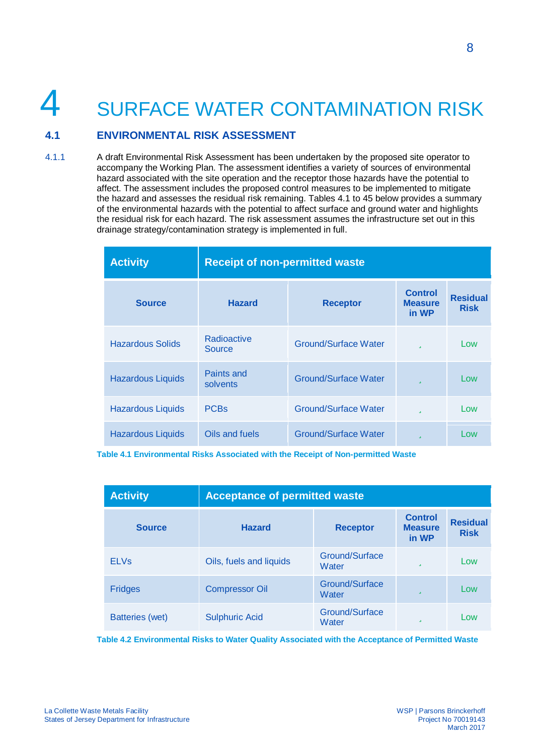# 4 SURFACE WATER CONTAMINATION RISK

## 4.1 ENVIRONMENTAL RISK ASSESSMENT

4.1.1 A draft Environmental Risk Assessment has been undertaken by the proposed site operator to accompany the Working Plan. The assessment identifies a variety of sources of environmental hazard associated with the site operation and the receptor those hazards have the potential to affect. The assessment includes the proposed control measures to be implemented to mitigate the hazard and assesses the residual risk remaining. Tables 4.1 to 45 below provides a summary of the environmental hazards with the potential to affect surface and ground water and highlights the residual risk for each hazard. The risk assessment assumes the infrastructure set out in this drainage strategy/contamination strategy is implemented in full.

| Activity | Receipt of non-permitted waste | | | |
|---|---|---|---|---|
| **Source** | **Hazard** | **Receptor** | **Control Measure in WP** | **Residual Risk** |
| Hazardous Solids | Radioactive Source | Ground/Surface Water | ✓ | Low |
| Hazardous Liquids | Paints and solvents | Ground/Surface Water | ✓ | Low |
| Hazardous Liquids | PCBs | Ground/Surface Water | ✓ | Low |
| Hazardous Liquids | Oils and fuels | Ground/Surface Water | ✓ | Low |

**Table 4.1 Environmental Risks Associated with the Receipt of Non-permitted Waste**

| Activity | Acceptance of permitted waste | | | |
|---|---|---|---|---|
| **Source** | **Hazard** | **Receptor** | **Control Measure in WP** | **Residual Risk** |
| ELVs | Oils, fuels and liquids | Ground/Surface Water | ✓ | Low |
| Fridges | Compressor Oil | Ground/Surface Water | ✓ | Low |
| Batteries (wet) | Sulphuric Acid | Ground/Surface Water | ✓ | Low |

**Table 4.2 Environmental Risks to Water Quality Associated with the Acceptance of Permitted Waste**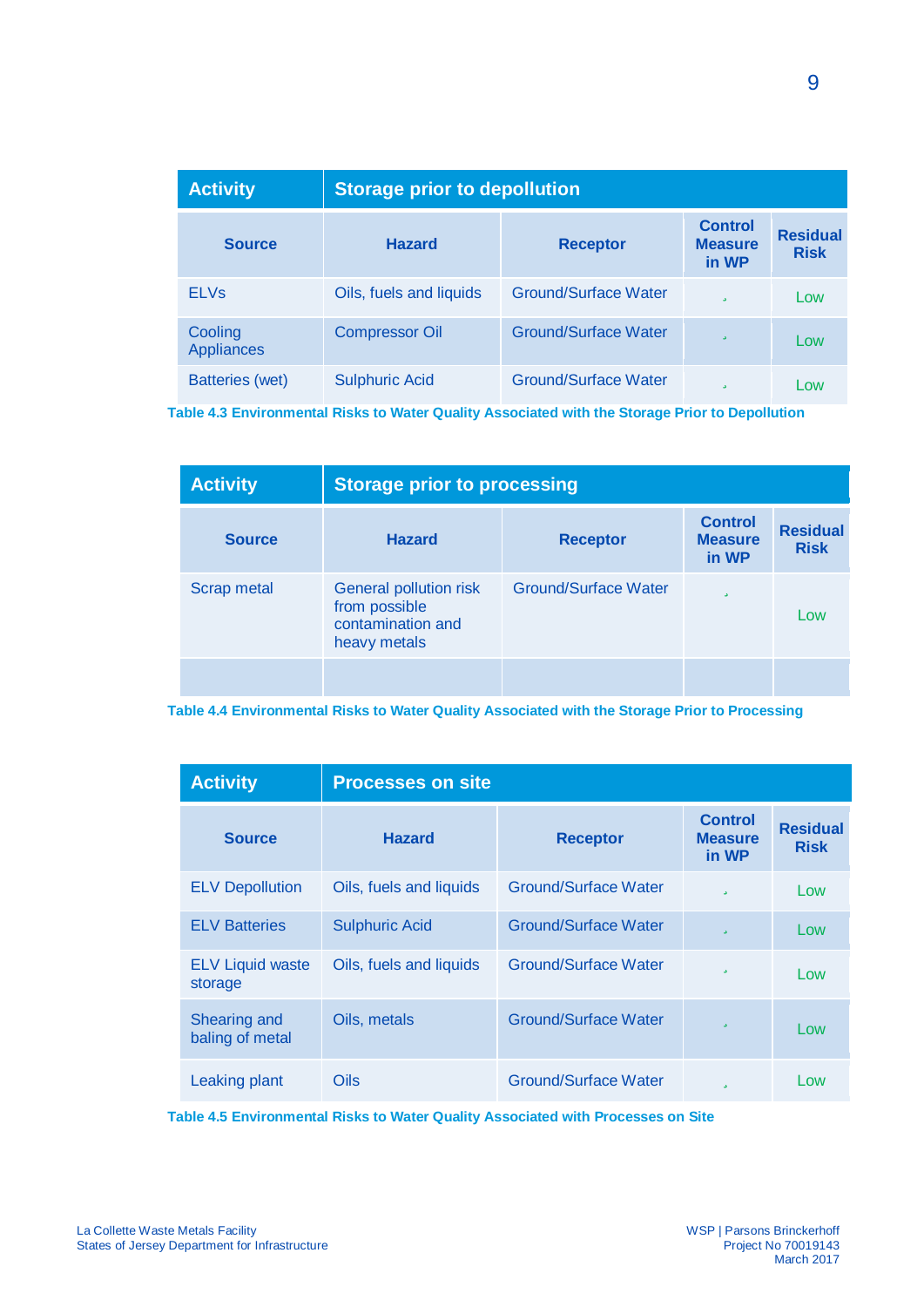| Activity | Storage prior to depollution | | | |
|---|---|---|---|---|
| **Source** | **Hazard** | **Receptor** | **Control Measure in WP** | **Residual Risk** |
| ELVs | Oils, fuels and liquids | Ground/Surface Water | ✓ | Low |
| Cooling Appliances | Compressor Oil | Ground/Surface Water | ✓ | Low |
| Batteries (wet) | Sulphuric Acid | Ground/Surface Water | ✓ | Low |

**Table 4.3 Environmental Risks to Water Quality Associated with the Storage Prior to Depollution**

| Activity | Storage prior to processing | | | |
|---|---|---|---|---|
| **Source** | **Hazard** | **Receptor** | **Control Measure in WP** | **Residual Risk** |
| Scrap metal | General pollution risk from possible contamination and heavy metals | Ground/Surface Water | ✓ | Low |
| | | | | |

**Table 4.4 Environmental Risks to Water Quality Associated with the Storage Prior to Processing**

| Activity | Processes on site | | | |
|---|---|---|---|---|
| **Source** | **Hazard** | **Receptor** | **Control Measure in WP** | **Residual Risk** |
| ELV Depollution | Oils, fuels and liquids | Ground/Surface Water | ✓ | Low |
| ELV Batteries | Sulphuric Acid | Ground/Surface Water | ✓ | Low |
| ELV Liquid waste storage | Oils, fuels and liquids | Ground/Surface Water | ✓ | Low |
| Shearing and baling of metal | Oils, metals | Ground/Surface Water | ✓ | Low |
| Leaking plant | Oils | Ground/Surface Water | ✓ | Low |

**Table 4.5 Environmental Risks to Water Quality Associated with Processes on Site**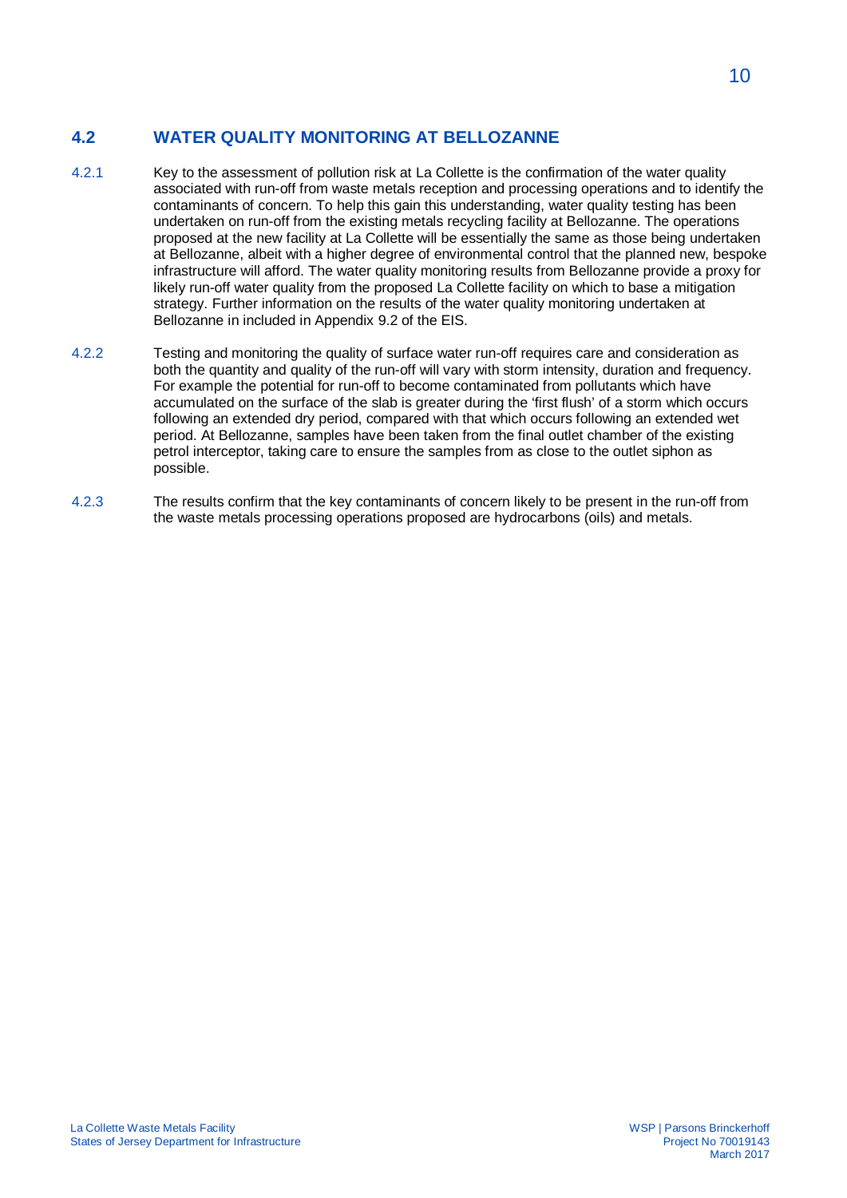## 4.2 WATER QUALITY MONITORING AT BELLOZANNE

4.2.1 Key to the assessment of pollution risk at La Collette is the confirmation of the water quality associated with run-off from waste metals reception and processing operations and to identify the contaminants of concern. To help this gain this understanding, water quality testing has been undertaken on run-off from the existing metals recycling facility at Bellozanne. The operations proposed at the new facility at La Collette will be essentially the same as those being undertaken at Bellozanne, albeit with a higher degree of environmental control that the planned new, bespoke infrastructure will afford. The water quality monitoring results from Bellozanne provide a proxy for likely run-off water quality from the proposed La Collette facility on which to base a mitigation strategy. Further information on the results of the water quality monitoring undertaken at Bellozanne in included in Appendix 9.2 of the EIS.

4.2.2 Testing and monitoring the quality of surface water run-off requires care and consideration as both the quantity and quality of the run-off will vary with storm intensity, duration and frequency. For example the potential for run-off to become contaminated from pollutants which have accumulated on the surface of the slab is greater during the 'first flush' of a storm which occurs following an extended dry period, compared with that which occurs following an extended wet period. At Bellozanne, samples have been taken from the final outlet chamber of the existing petrol interceptor, taking care to ensure the samples from as close to the outlet siphon as possible.

4.2.3 The results confirm that the key contaminants of concern likely to be present in the run-off from the waste metals processing operations proposed are hydrocarbons (oils) and metals.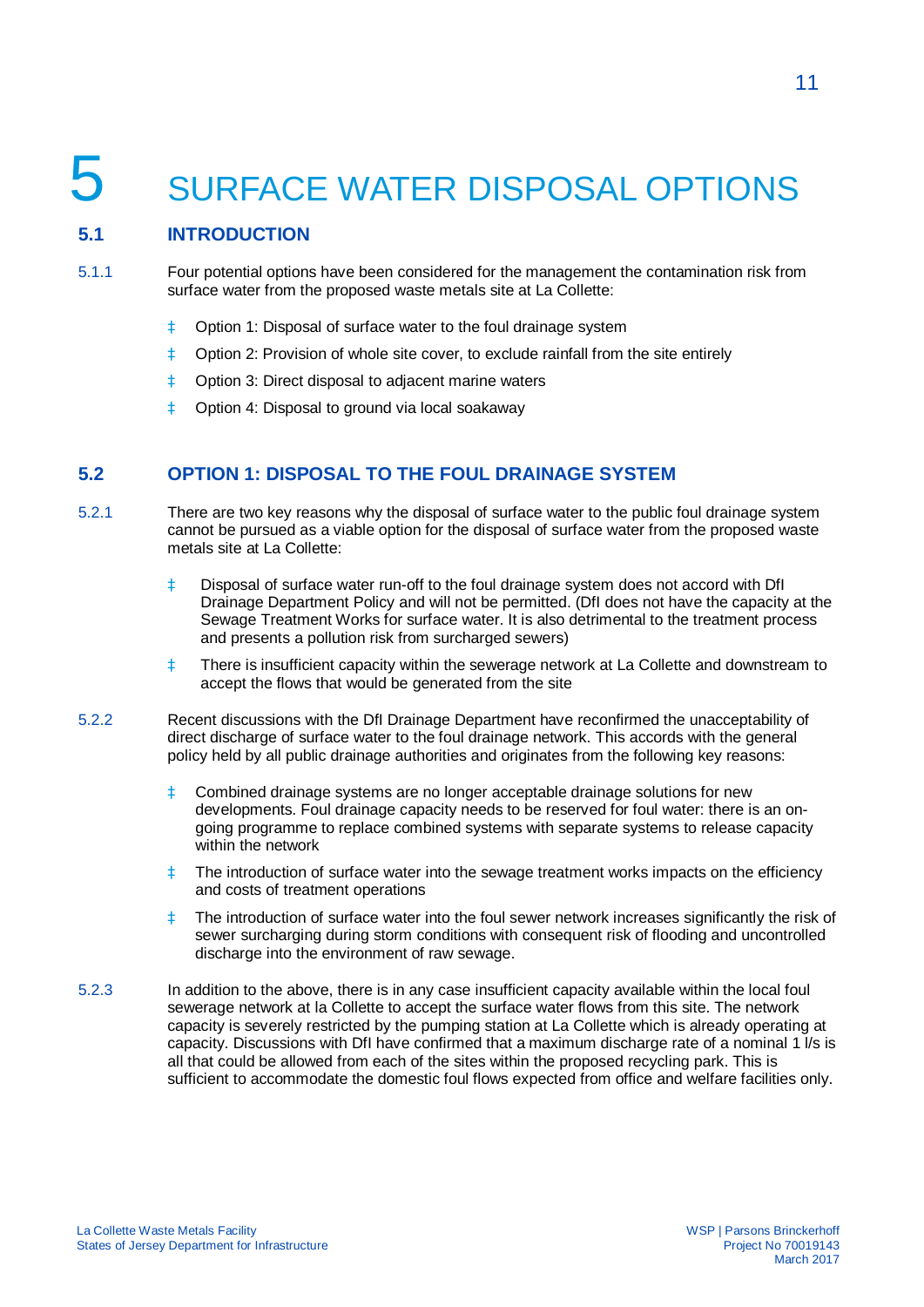# 5 SURFACE WATER DISPOSAL OPTIONS

## 5.1 INTRODUCTION

5.1.1 Four potential options have been considered for the management the contamination risk from surface water from the proposed waste metals site at La Collette:

- Option 1: Disposal of surface water to the foul drainage system
- Option 2: Provision of whole site cover, to exclude rainfall from the site entirely
- Option 3: Direct disposal to adjacent marine waters
- Option 4: Disposal to ground via local soakaway

## 5.2 OPTION 1: DISPOSAL TO THE FOUL DRAINAGE SYSTEM

5.2.1 There are two key reasons why the disposal of surface water to the public foul drainage system cannot be pursued as a viable option for the disposal of surface water from the proposed waste metals site at La Collette:

- Disposal of surface water run-off to the foul drainage system does not accord with DfI Drainage Department Policy and will not be permitted. (DfI does not have the capacity at the Sewage Treatment Works for surface water. It is also detrimental to the treatment process and presents a pollution risk from surcharged sewers)
- There is insufficient capacity within the sewerage network at La Collette and downstream to accept the flows that would be generated from the site

5.2.2 Recent discussions with the DfI Drainage Department have reconfirmed the unacceptability of direct discharge of surface water to the foul drainage network. This accords with the general policy held by all public drainage authorities and originates from the following key reasons:

- Combined drainage systems are no longer acceptable drainage solutions for new developments. Foul drainage capacity needs to be reserved for foul water: there is an on-going programme to replace combined systems with separate systems to release capacity within the network
- The introduction of surface water into the sewage treatment works impacts on the efficiency and costs of treatment operations
- The introduction of surface water into the foul sewer network increases significantly the risk of sewer surcharging during storm conditions with consequent risk of flooding and uncontrolled discharge into the environment of raw sewage.

5.2.3 In addition to the above, there is in any case insufficient capacity available within the local foul sewerage network at la Collette to accept the surface water flows from this site. The network capacity is severely restricted by the pumping station at La Collette which is already operating at capacity. Discussions with DfI have confirmed that a maximum discharge rate of a nominal 1 l/s is all that could be allowed from each of the sites within the proposed recycling park. This is sufficient to accommodate the domestic foul flows expected from office and welfare facilities only.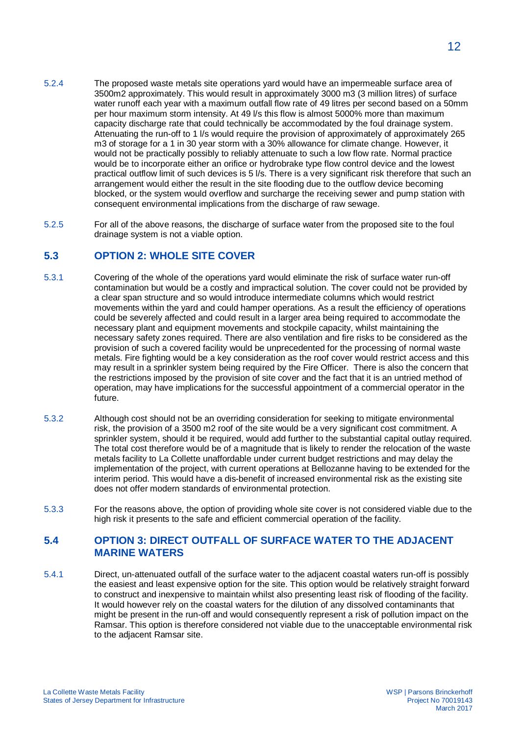5.2.4 The proposed waste metals site operations yard would have an impermeable surface area of 3500m2 approximately. This would result in approximately 3000 m3 (3 million litres) of surface water runoff each year with a maximum outfall flow rate of 49 litres per second based on a 50mm per hour maximum storm intensity. At 49 l/s this flow is almost 5000% more than maximum capacity discharge rate that could technically be accommodated by the foul drainage system. Attenuating the run-off to 1 l/s would require the provision of approximately of approximately 265 m3 of storage for a 1 in 30 year storm with a 30% allowance for climate change. However, it would not be practically possibly to reliably attenuate to such a low flow rate. Normal practice would be to incorporate either an orifice or hydrobrake type flow control device and the lowest practical outflow limit of such devices is 5 l/s. There is a very significant risk therefore that such an arrangement would either the result in the site flooding due to the outflow device becoming blocked, or the system would overflow and surcharge the receiving sewer and pump station with consequent environmental implications from the discharge of raw sewage.

5.2.5 For all of the above reasons, the discharge of surface water from the proposed site to the foul drainage system is not a viable option.

## 5.3 OPTION 2: WHOLE SITE COVER

5.3.1 Covering of the whole of the operations yard would eliminate the risk of surface water run-off contamination but would be a costly and impractical solution. The cover could not be provided by a clear span structure and so would introduce intermediate columns which would restrict movements within the yard and could hamper operations. As a result the efficiency of operations could be severely affected and could result in a larger area being required to accommodate the necessary plant and equipment movements and stockpile capacity, whilst maintaining the necessary safety zones required. There are also ventilation and fire risks to be considered as the provision of such a covered facility would be unprecedented for the processing of normal waste metals. Fire fighting would be a key consideration as the roof cover would restrict access and this may result in a sprinkler system being required by the Fire Officer. There is also the concern that the restrictions imposed by the provision of site cover and the fact that it is an untried method of operation, may have implications for the successful appointment of a commercial operator in the future.

5.3.2 Although cost should not be an overriding consideration for seeking to mitigate environmental risk, the provision of a 3500 m2 roof of the site would be a very significant cost commitment. A sprinkler system, should it be required, would add further to the substantial capital outlay required. The total cost therefore would be of a magnitude that is likely to render the relocation of the waste metals facility to La Collette unaffordable under current budget restrictions and may delay the implementation of the project, with current operations at Bellozanne having to be extended for the interim period. This would have a dis-benefit of increased environmental risk as the existing site does not offer modern standards of environmental protection.

5.3.3 For the reasons above, the option of providing whole site cover is not considered viable due to the high risk it presents to the safe and efficient commercial operation of the facility.

## 5.4 OPTION 3: DIRECT OUTFALL OF SURFACE WATER TO THE ADJACENT MARINE WATERS

5.4.1 Direct, un-attenuated outfall of the surface water to the adjacent coastal waters run-off is possibly the easiest and least expensive option for the site. This option would be relatively straight forward to construct and inexpensive to maintain whilst also presenting least risk of flooding of the facility. It would however rely on the coastal waters for the dilution of any dissolved contaminants that might be present in the run-off and would consequently represent a risk of pollution impact on the Ramsar. This option is therefore considered not viable due to the unacceptable environmental risk to the adjacent Ramsar site.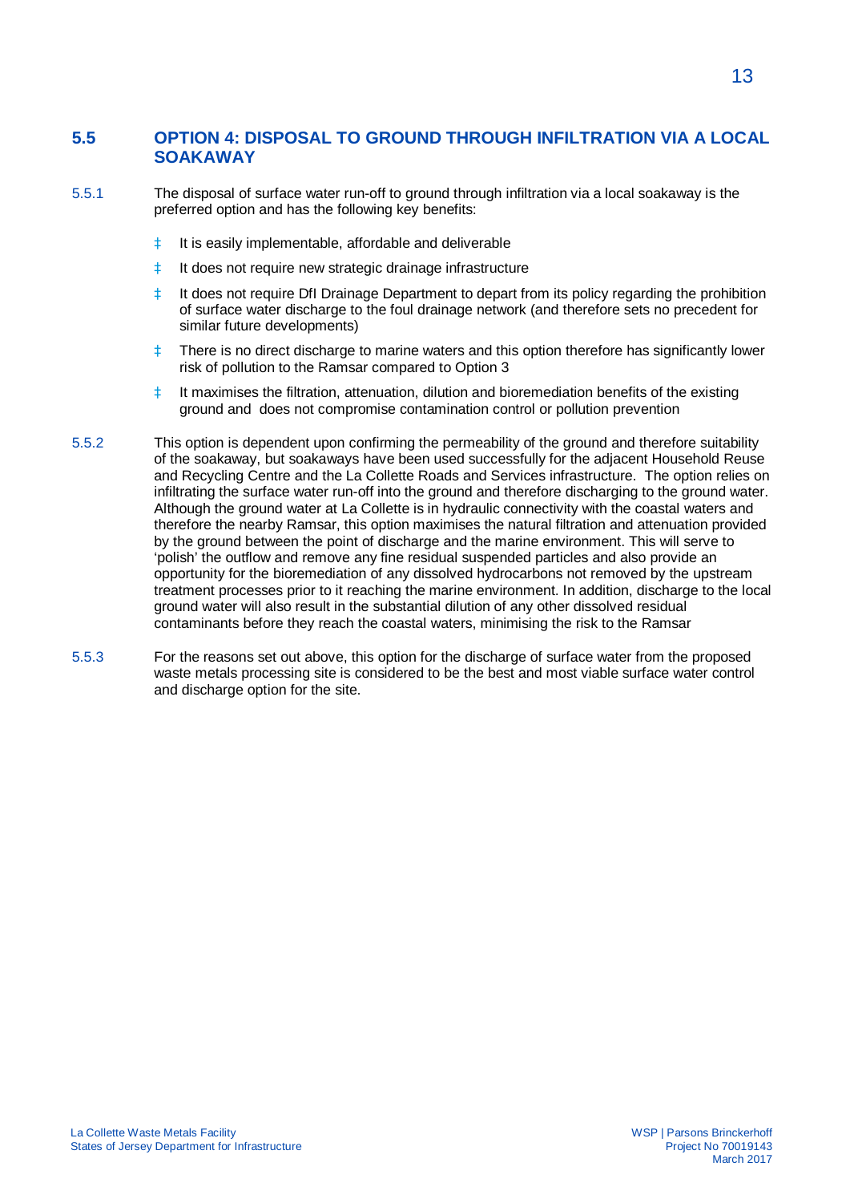## 5.5 OPTION 4: DISPOSAL TO GROUND THROUGH INFILTRATION VIA A LOCAL SOAKAWAY

5.5.1 The disposal of surface water run-off to ground through infiltration via a local soakaway is the preferred option and has the following key benefits:

- It is easily implementable, affordable and deliverable
- It does not require new strategic drainage infrastructure
- It does not require DfI Drainage Department to depart from its policy regarding the prohibition of surface water discharge to the foul drainage network (and therefore sets no precedent for similar future developments)
- There is no direct discharge to marine waters and this option therefore has significantly lower risk of pollution to the Ramsar compared to Option 3
- It maximises the filtration, attenuation, dilution and bioremediation benefits of the existing ground and does not compromise contamination control or pollution prevention

5.5.2 This option is dependent upon confirming the permeability of the ground and therefore suitability of the soakaway, but soakaways have been used successfully for the adjacent Household Reuse and Recycling Centre and the La Collette Roads and Services infrastructure. The option relies on infiltrating the surface water run-off into the ground and therefore discharging to the ground water. Although the ground water at La Collette is in hydraulic connectivity with the coastal waters and therefore the nearby Ramsar, this option maximises the natural filtration and attenuation provided by the ground between the point of discharge and the marine environment. This will serve to 'polish' the outflow and remove any fine residual suspended particles and also provide an opportunity for the bioremediation of any dissolved hydrocarbons not removed by the upstream treatment processes prior to it reaching the marine environment. In addition, discharge to the local ground water will also result in the substantial dilution of any other dissolved residual contaminants before they reach the coastal waters, minimising the risk to the Ramsar

5.5.3 For the reasons set out above, this option for the discharge of surface water from the proposed waste metals processing site is considered to be the best and most viable surface water control and discharge option for the site.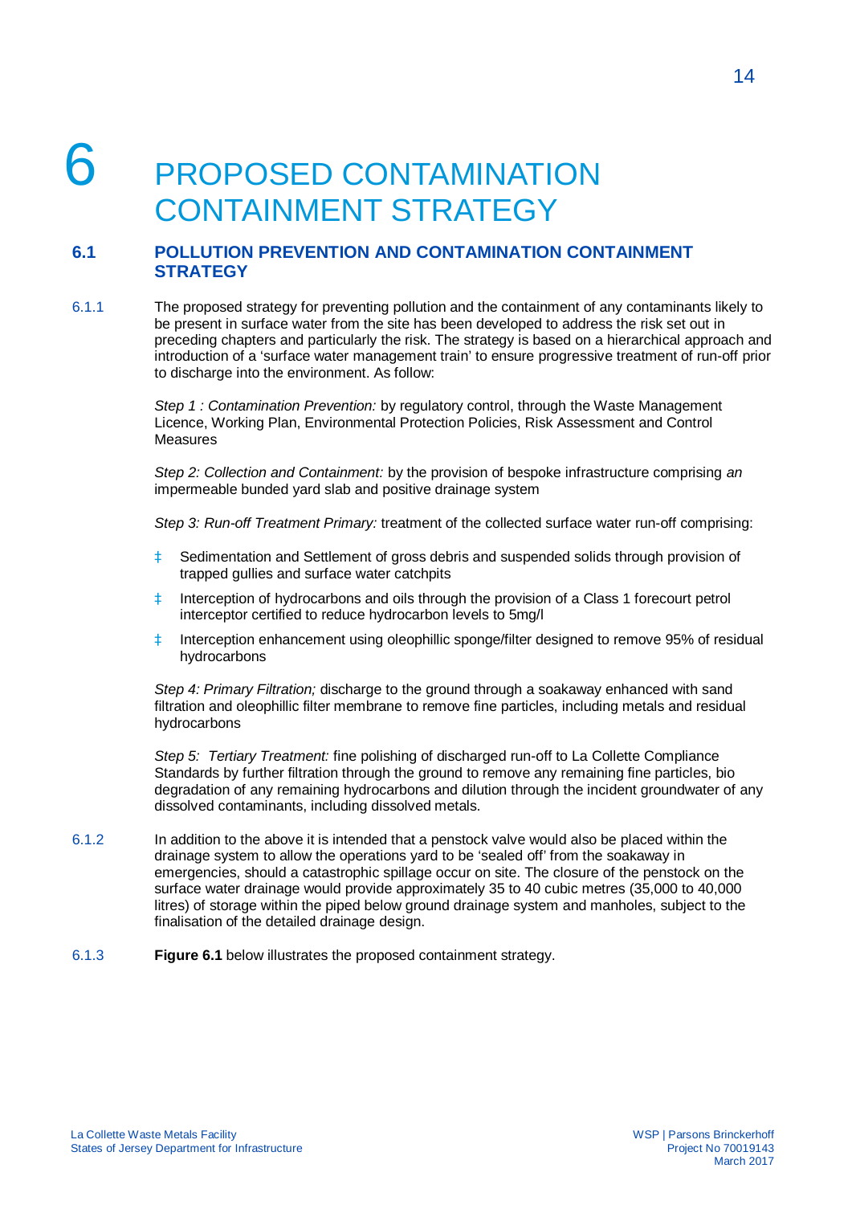# 6 PROPOSED CONTAMINATION CONTAINMENT STRATEGY

## 6.1 POLLUTION PREVENTION AND CONTAMINATION CONTAINMENT STRATEGY

6.1.1 The proposed strategy for preventing pollution and the containment of any contaminants likely to be present in surface water from the site has been developed to address the risk set out in preceding chapters and particularly the risk. The strategy is based on a hierarchical approach and introduction of a 'surface water management train' to ensure progressive treatment of run-off prior to discharge into the environment. As follow:

*Step 1 : Contamination Prevention:* by regulatory control, through the Waste Management Licence, Working Plan, Environmental Protection Policies, Risk Assessment and Control Measures

*Step 2: Collection and Containment:* by the provision of bespoke infrastructure comprising *an* impermeable bunded yard slab and positive drainage system

*Step 3: Run-off Treatment Primary:* treatment of the collected surface water run-off comprising:

- Sedimentation and Settlement of gross debris and suspended solids through provision of trapped gullies and surface water catchpits
- Interception of hydrocarbons and oils through the provision of a Class 1 forecourt petrol interceptor certified to reduce hydrocarbon levels to 5mg/l
- Interception enhancement using oleophillic sponge/filter designed to remove 95% of residual hydrocarbons

*Step 4: Primary Filtration;* discharge to the ground through a soakaway enhanced with sand filtration and oleophillic filter membrane to remove fine particles, including metals and residual hydrocarbons

*Step 5: Tertiary Treatment:* fine polishing of discharged run-off to La Collette Compliance Standards by further filtration through the ground to remove any remaining fine particles, bio degradation of any remaining hydrocarbons and dilution through the incident groundwater of any dissolved contaminants, including dissolved metals.

6.1.2 In addition to the above it is intended that a penstock valve would also be placed within the drainage system to allow the operations yard to be 'sealed off' from the soakaway in emergencies, should a catastrophic spillage occur on site. The closure of the penstock on the surface water drainage would provide approximately 35 to 40 cubic metres (35,000 to 40,000 litres) of storage within the piped below ground drainage system and manholes, subject to the finalisation of the detailed drainage design.

6.1.3 **Figure 6.1** below illustrates the proposed containment strategy.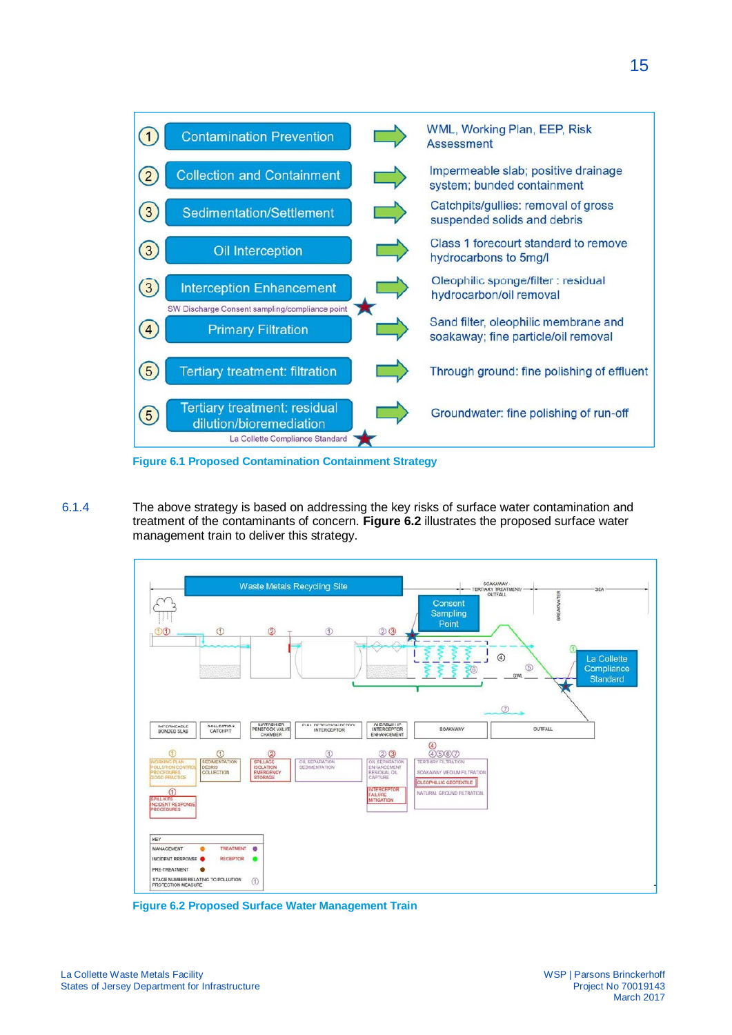| | Stage | | Description |
|---|---|---|---|
| 1 | Contamination Prevention | → | WML, Working Plan, EEP, Risk Assessment |
| 2 | Collection and Containment | → | Impermeable slab; positive drainage system; bunded containment |
| 3 | Sedimentation/Settlement | → | Catchpits/gullies: removal of gross suspended solids and debris |
| 3 | Oil Interception | → | Class 1 forecourt standard to remove hydrocarbons to 5mg/l |
| 3 | Interception Enhancement | → | Oleophilic sponge/filter : residual hydrocarbon/oil removal |
| | SW Discharge Consent sampling/compliance point | | |
| 4 | Primary Filtration | → | Sand filter, oleophilic membrane and soakaway; fine particle/oil removal |
| 5 | Tertiary treatment: filtration | → | Through ground: fine polishing of effluent |
| 5 | Tertiary treatment: residual dilution/bioremediation | → | Groundwater: fine polishing of run-off |
| | La Collette Compliance Standard | | |

**Figure 6.1 Proposed Contamination Containment Strategy**

6.1.4 The above strategy is based on addressing the key risks of surface water contamination and treatment of the contaminants of concern. **Figure 6.2** illustrates the proposed surface water management train to deliver this strategy.

**Figure 6.2 Proposed Surface Water Management Train**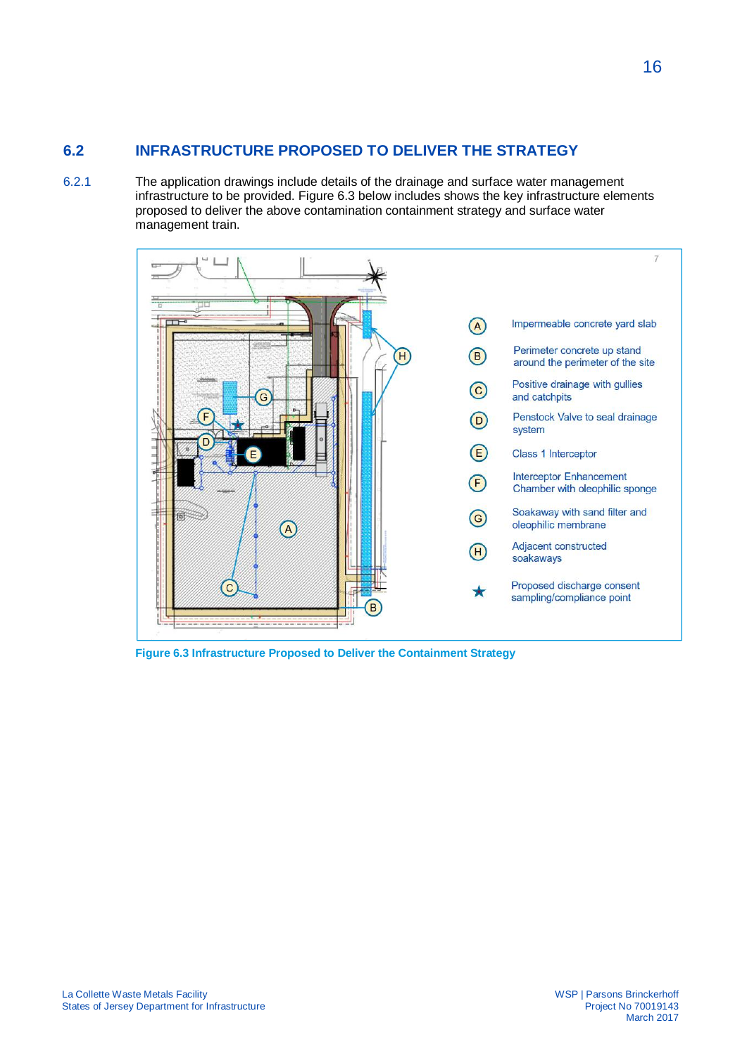## 6.2 INFRASTRUCTURE PROPOSED TO DELIVER THE STRATEGY

6.2.1 The application drawings include details of the drainage and surface water management infrastructure to be provided. Figure 6.3 below includes shows the key infrastructure elements proposed to deliver the above contamination containment strategy and surface water management train.

- (A) Impermeable concrete yard slab
- (B) Perimeter concrete up stand around the perimeter of the site
- (C) Positive drainage with gullies and catchpits
- (D) Penstock Valve to seal drainage system
- (E) Class 1 Interceptor
- (F) Interceptor Enhancement Chamber with oleophilic sponge
- (G) Soakaway with sand filter and oleophilic membrane
- (H) Adjacent constructed soakaways
- ★ Proposed discharge consent sampling/compliance point

**Figure 6.3 Infrastructure Proposed to Deliver the Containment Strategy**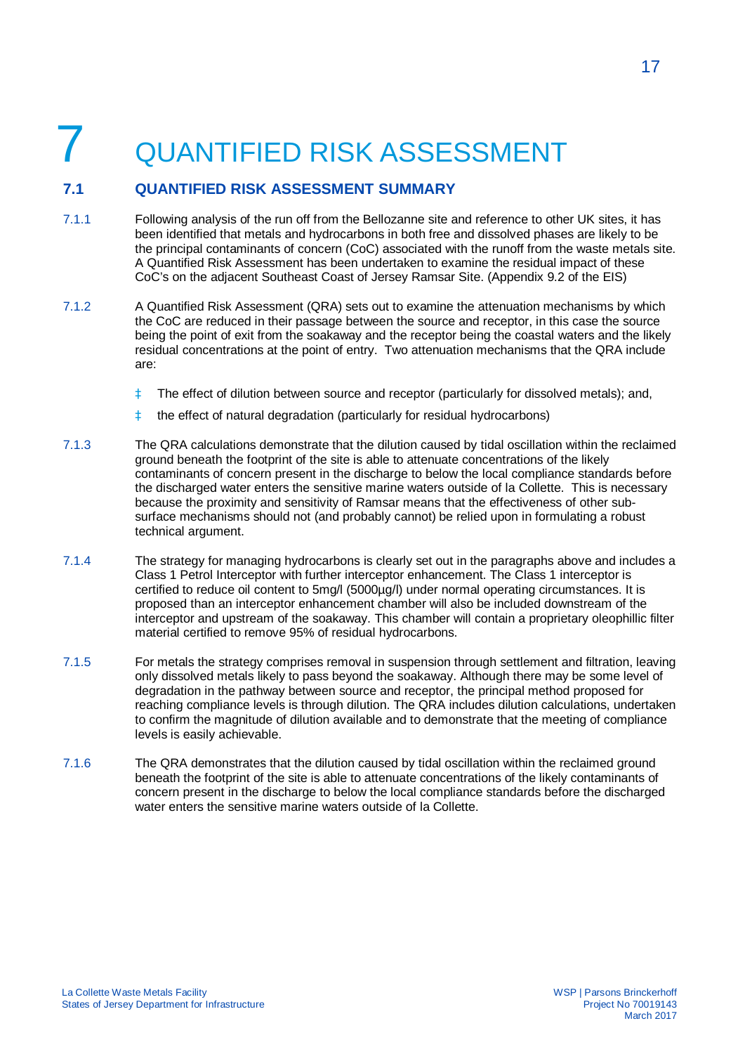# 7 QUANTIFIED RISK ASSESSMENT

## 7.1 QUANTIFIED RISK ASSESSMENT SUMMARY

7.1.1 Following analysis of the run off from the Bellozanne site and reference to other UK sites, it has been identified that metals and hydrocarbons in both free and dissolved phases are likely to be the principal contaminants of concern (CoC) associated with the runoff from the waste metals site. A Quantified Risk Assessment has been undertaken to examine the residual impact of these CoC's on the adjacent Southeast Coast of Jersey Ramsar Site. (Appendix 9.2 of the EIS)

7.1.2 A Quantified Risk Assessment (QRA) sets out to examine the attenuation mechanisms by which the CoC are reduced in their passage between the source and receptor, in this case the source being the point of exit from the soakaway and the receptor being the coastal waters and the likely residual concentrations at the point of entry. Two attenuation mechanisms that the QRA include are:

- The effect of dilution between source and receptor (particularly for dissolved metals); and,
- the effect of natural degradation (particularly for residual hydrocarbons)

7.1.3 The QRA calculations demonstrate that the dilution caused by tidal oscillation within the reclaimed ground beneath the footprint of the site is able to attenuate concentrations of the likely contaminants of concern present in the discharge to below the local compliance standards before the discharged water enters the sensitive marine waters outside of la Collette. This is necessary because the proximity and sensitivity of Ramsar means that the effectiveness of other sub-surface mechanisms should not (and probably cannot) be relied upon in formulating a robust technical argument.

7.1.4 The strategy for managing hydrocarbons is clearly set out in the paragraphs above and includes a Class 1 Petrol Interceptor with further interceptor enhancement. The Class 1 interceptor is certified to reduce oil content to 5mg/l (5000µg/l) under normal operating circumstances. It is proposed than an interceptor enhancement chamber will also be included downstream of the interceptor and upstream of the soakaway. This chamber will contain a proprietary oleophillic filter material certified to remove 95% of residual hydrocarbons.

7.1.5 For metals the strategy comprises removal in suspension through settlement and filtration, leaving only dissolved metals likely to pass beyond the soakaway. Although there may be some level of degradation in the pathway between source and receptor, the principal method proposed for reaching compliance levels is through dilution. The QRA includes dilution calculations, undertaken to confirm the magnitude of dilution available and to demonstrate that the meeting of compliance levels is easily achievable.

7.1.6 The QRA demonstrates that the dilution caused by tidal oscillation within the reclaimed ground beneath the footprint of the site is able to attenuate concentrations of the likely contaminants of concern present in the discharge to below the local compliance standards before the discharged water enters the sensitive marine waters outside of la Collette.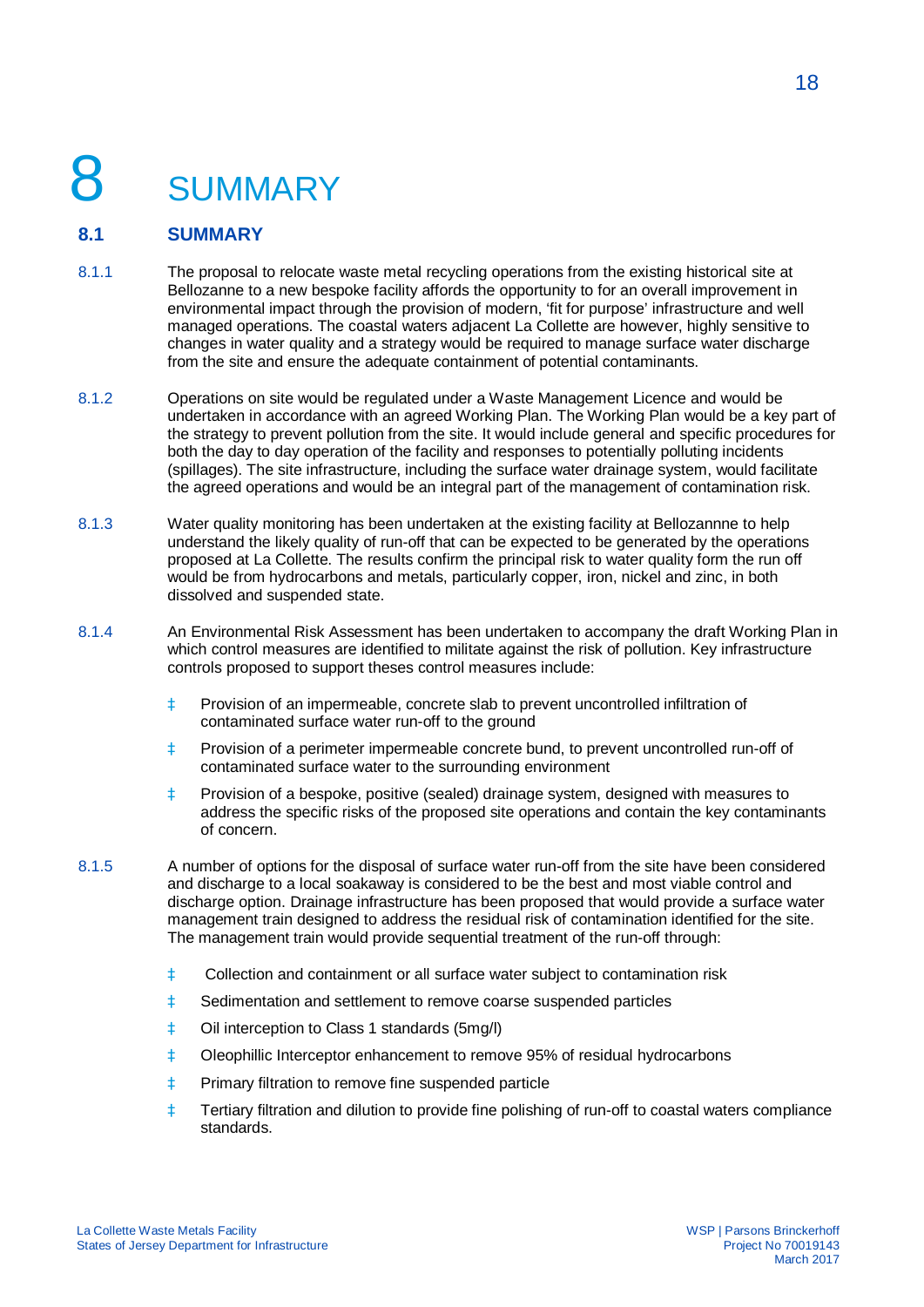# 8 SUMMARY

## 8.1 SUMMARY

8.1.1 The proposal to relocate waste metal recycling operations from the existing historical site at Bellozanne to a new bespoke facility affords the opportunity to for an overall improvement in environmental impact through the provision of modern, 'fit for purpose' infrastructure and well managed operations. The coastal waters adjacent La Collette are however, highly sensitive to changes in water quality and a strategy would be required to manage surface water discharge from the site and ensure the adequate containment of potential contaminants.

8.1.2 Operations on site would be regulated under a Waste Management Licence and would be undertaken in accordance with an agreed Working Plan. The Working Plan would be a key part of the strategy to prevent pollution from the site. It would include general and specific procedures for both the day to day operation of the facility and responses to potentially polluting incidents (spillages). The site infrastructure, including the surface water drainage system, would facilitate the agreed operations and would be an integral part of the management of contamination risk.

8.1.3 Water quality monitoring has been undertaken at the existing facility at Bellozannne to help understand the likely quality of run-off that can be expected to be generated by the operations proposed at La Collette. The results confirm the principal risk to water quality form the run off would be from hydrocarbons and metals, particularly copper, iron, nickel and zinc, in both dissolved and suspended state.

8.1.4 An Environmental Risk Assessment has been undertaken to accompany the draft Working Plan in which control measures are identified to militate against the risk of pollution. Key infrastructure controls proposed to support theses control measures include:

- Provision of an impermeable, concrete slab to prevent uncontrolled infiltration of contaminated surface water run-off to the ground
- Provision of a perimeter impermeable concrete bund, to prevent uncontrolled run-off of contaminated surface water to the surrounding environment
- Provision of a bespoke, positive (sealed) drainage system, designed with measures to address the specific risks of the proposed site operations and contain the key contaminants of concern.

8.1.5 A number of options for the disposal of surface water run-off from the site have been considered and discharge to a local soakaway is considered to be the best and most viable control and discharge option. Drainage infrastructure has been proposed that would provide a surface water management train designed to address the residual risk of contamination identified for the site. The management train would provide sequential treatment of the run-off through:

- Collection and containment or all surface water subject to contamination risk
- Sedimentation and settlement to remove coarse suspended particles
- Oil interception to Class 1 standards (5mg/l)
- Oleophillic Interceptor enhancement to remove 95% of residual hydrocarbons
- Primary filtration to remove fine suspended particle
- Tertiary filtration and dilution to provide fine polishing of run-off to coastal waters compliance standards.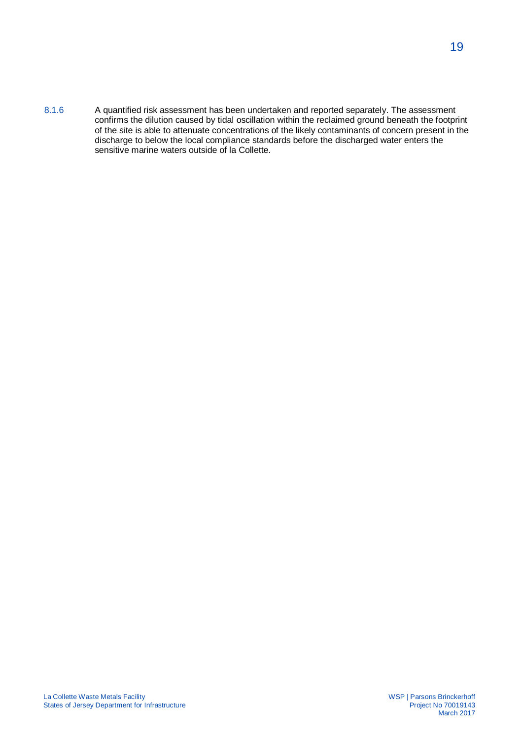8.1.6 A quantified risk assessment has been undertaken and reported separately. The assessment confirms the dilution caused by tidal oscillation within the reclaimed ground beneath the footprint of the site is able to attenuate concentrations of the likely contaminants of concern present in the discharge to below the local compliance standards before the discharged water enters the sensitive marine waters outside of la Collette.